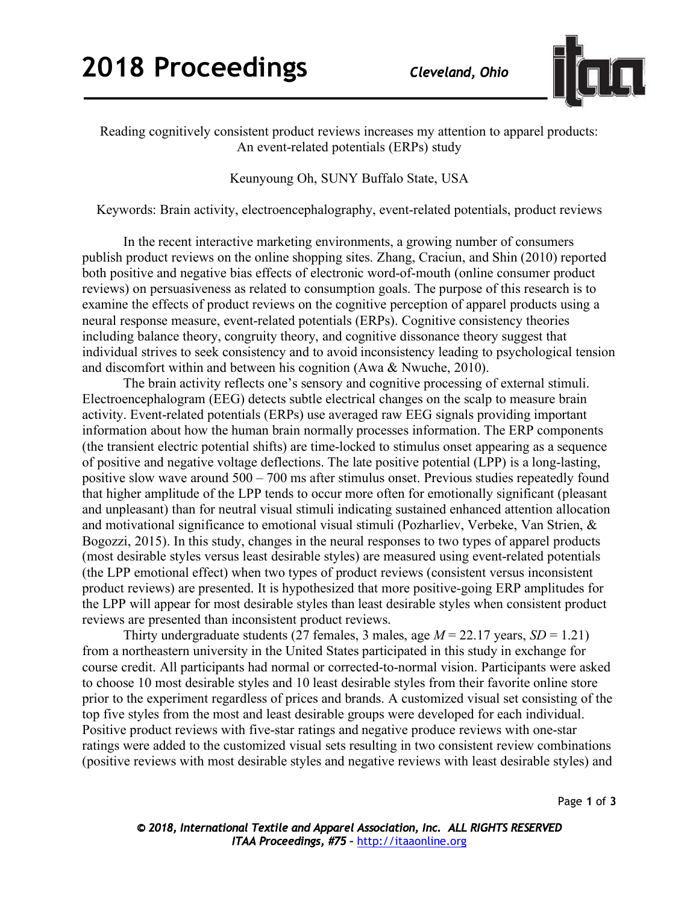Reading cognitively consistent product reviews increases my attention to apparel products: An event-related potentials (ERPs) study

Keunyoung Oh, SUNY Buffalo State, USA

Keywords: Brain activity, electroencephalography, event-related potentials, product reviews

In the recent interactive marketing environments, a growing number of consumers publish product reviews on the online shopping sites. Zhang, Craciun, and Shin (2010) reported both positive and negative bias effects of electronic word-of-mouth (online consumer product reviews) on persuasiveness as related to consumption goals. The purpose of this research is to examine the effects of product reviews on the cognitive perception of apparel products using a neural response measure, event-related potentials (ERPs). Cognitive consistency theories including balance theory, congruity theory, and cognitive dissonance theory suggest that individual strives to seek consistency and to avoid inconsistency leading to psychological tension and discomfort within and between his cognition (Awa & Nwuche, 2010).

The brain activity reflects one's sensory and cognitive processing of external stimuli. Electroencephalogram (EEG) detects subtle electrical changes on the scalp to measure brain activity. Event-related potentials (ERPs) use averaged raw EEG signals providing important information about how the human brain normally processes information. The ERP components (the transient electric potential shifts) are time-locked to stimulus onset appearing as a sequence of positive and negative voltage deflections. The late positive potential (LPP) is a long-lasting, positive slow wave around 500 – 700 ms after stimulus onset. Previous studies repeatedly found that higher amplitude of the LPP tends to occur more often for emotionally significant (pleasant and unpleasant) than for neutral visual stimuli indicating sustained enhanced attention allocation and motivational significance to emotional visual stimuli (Pozharliev, Verbeke, Van Strien, & Bogozzi, 2015). In this study, changes in the neural responses to two types of apparel products (most desirable styles versus least desirable styles) are measured using event-related potentials (the LPP emotional effect) when two types of product reviews (consistent versus inconsistent product reviews) are presented. It is hypothesized that more positive-going ERP amplitudes for the LPP will appear for most desirable styles than least desirable styles when consistent product reviews are presented than inconsistent product reviews.

Thirty undergraduate students (27 females, 3 males, age $M = 22.17$ years, $SD = 1.21$) from a northeastern university in the United States participated in this study in exchange for course credit. All participants had normal or corrected-to-normal vision. Participants were asked to choose 10 most desirable styles and 10 least desirable styles from their favorite online store prior to the experiment regardless of prices and brands. A customized visual set consisting of the top five styles from the most and least desirable groups were developed for each individual. Positive product reviews with five-star ratings and negative produce reviews with one-star ratings were added to the customized visual sets resulting in two consistent review combinations (positive reviews with most desirable styles and negative reviews with least desirable styles) and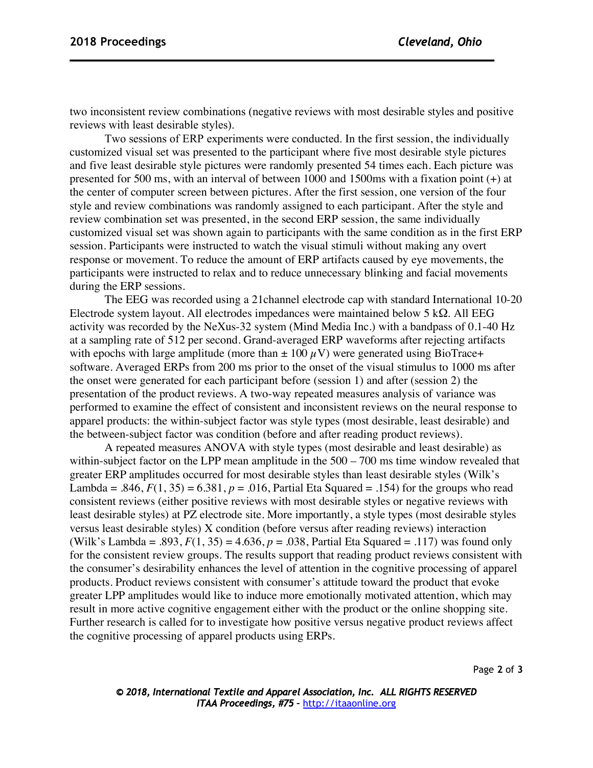two inconsistent review combinations (negative reviews with most desirable styles and positive reviews with least desirable styles).

Two sessions of ERP experiments were conducted. In the first session, the individually customized visual set was presented to the participant where five most desirable style pictures and five least desirable style pictures were randomly presented 54 times each. Each picture was presented for 500 ms, with an interval of between 1000 and 1500ms with a fixation point (+) at the center of computer screen between pictures. After the first session, one version of the four style and review combinations was randomly assigned to each participant. After the style and review combination set was presented, in the second ERP session, the same individually customized visual set was shown again to participants with the same condition as in the first ERP session. Participants were instructed to watch the visual stimuli without making any overt response or movement. To reduce the amount of ERP artifacts caused by eye movements, the participants were instructed to relax and to reduce unnecessary blinking and facial movements during the ERP sessions.

The EEG was recorded using a 21channel electrode cap with standard International 10-20 Electrode system layout. All electrodes impedances were maintained below 5 kΩ. All EEG activity was recorded by the NeXus-32 system (Mind Media Inc.) with a bandpass of 0.1-40 Hz at a sampling rate of 512 per second. Grand-averaged ERP waveforms after rejecting artifacts with epochs with large amplitude (more than $\pm$ 100 $\mu$V) were generated using BioTrace+ software. Averaged ERPs from 200 ms prior to the onset of the visual stimulus to 1000 ms after the onset were generated for each participant before (session 1) and after (session 2) the presentation of the product reviews. A two-way repeated measures analysis of variance was performed to examine the effect of consistent and inconsistent reviews on the neural response to apparel products: the within-subject factor was style types (most desirable, least desirable) and the between-subject factor was condition (before and after reading product reviews).

A repeated measures ANOVA with style types (most desirable and least desirable) as within-subject factor on the LPP mean amplitude in the 500 – 700 ms time window revealed that greater ERP amplitudes occurred for most desirable styles than least desirable styles (Wilk's Lambda = .846, $F(1, 35) = 6.381$, $p = .016$, Partial Eta Squared = .154) for the groups who read consistent reviews (either positive reviews with most desirable styles or negative reviews with least desirable styles) at PZ electrode site. More importantly, a style types (most desirable styles versus least desirable styles) X condition (before versus after reading reviews) interaction (Wilk's Lambda = .893, $F(1, 35) = 4.636$, $p = .038$, Partial Eta Squared = .117) was found only for the consistent review groups. The results support that reading product reviews consistent with the consumer's desirability enhances the level of attention in the cognitive processing of apparel products. Product reviews consistent with consumer's attitude toward the product that evoke greater LPP amplitudes would like to induce more emotionally motivated attention, which may result in more active cognitive engagement either with the product or the online shopping site. Further research is called for to investigate how positive versus negative product reviews affect the cognitive processing of apparel products using ERPs.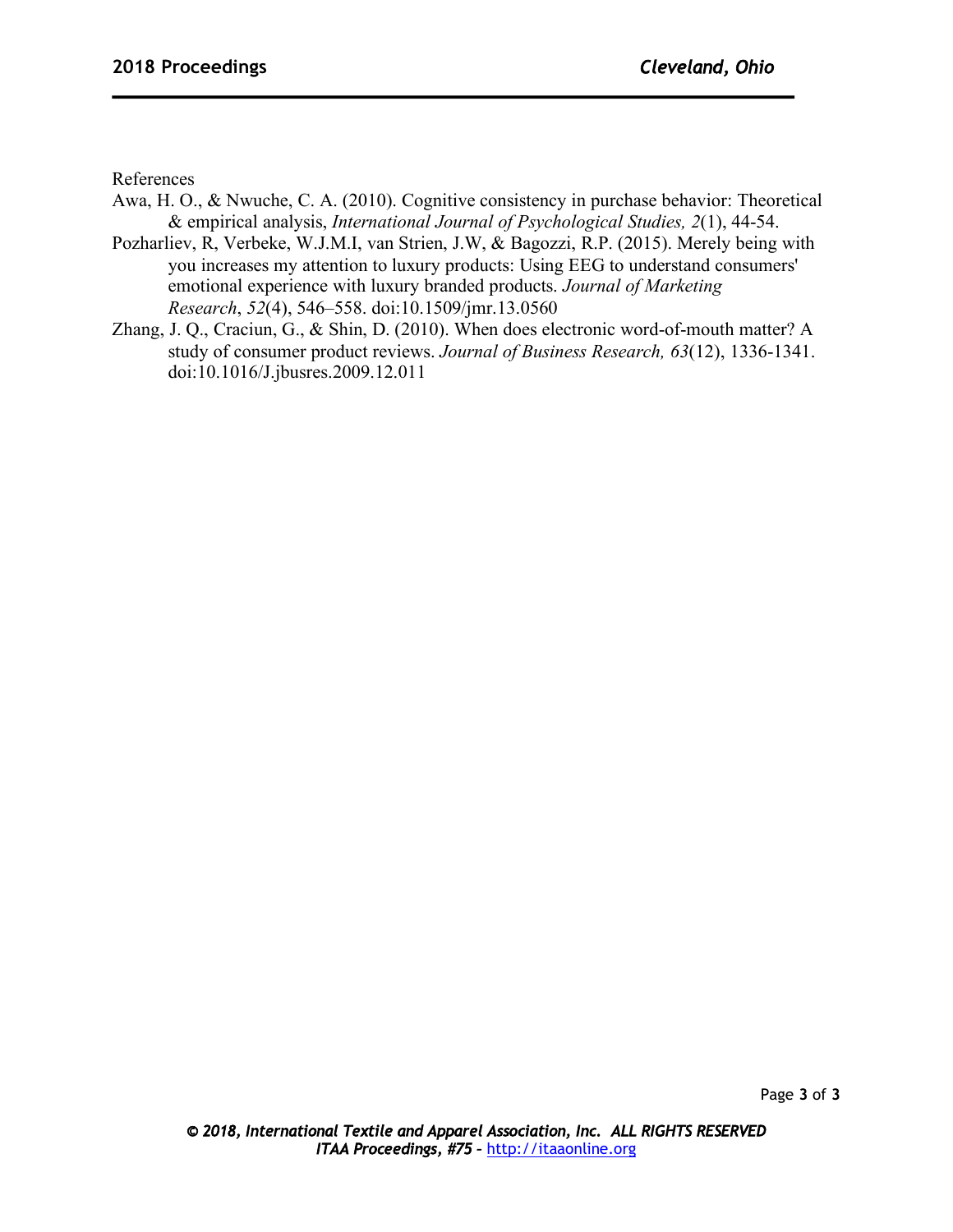References

Awa, H. O., & Nwuche, C. A. (2010). Cognitive consistency in purchase behavior: Theoretical & empirical analysis, *International Journal of Psychological Studies, 2*(1), 44-54.

Pozharliev, R, Verbeke, W.J.M.I, van Strien, J.W, & Bagozzi, R.P. (2015). Merely being with you increases my attention to luxury products: Using EEG to understand consumers' emotional experience with luxury branded products. *Journal of Marketing Research*, *52*(4), 546–558. doi:10.1509/jmr.13.0560

Zhang, J. Q., Craciun, G., & Shin, D. (2010). When does electronic word-of-mouth matter? A study of consumer product reviews. *Journal of Business Research, 63*(12), 1336-1341. doi:10.1016/J.jbusres.2009.12.011